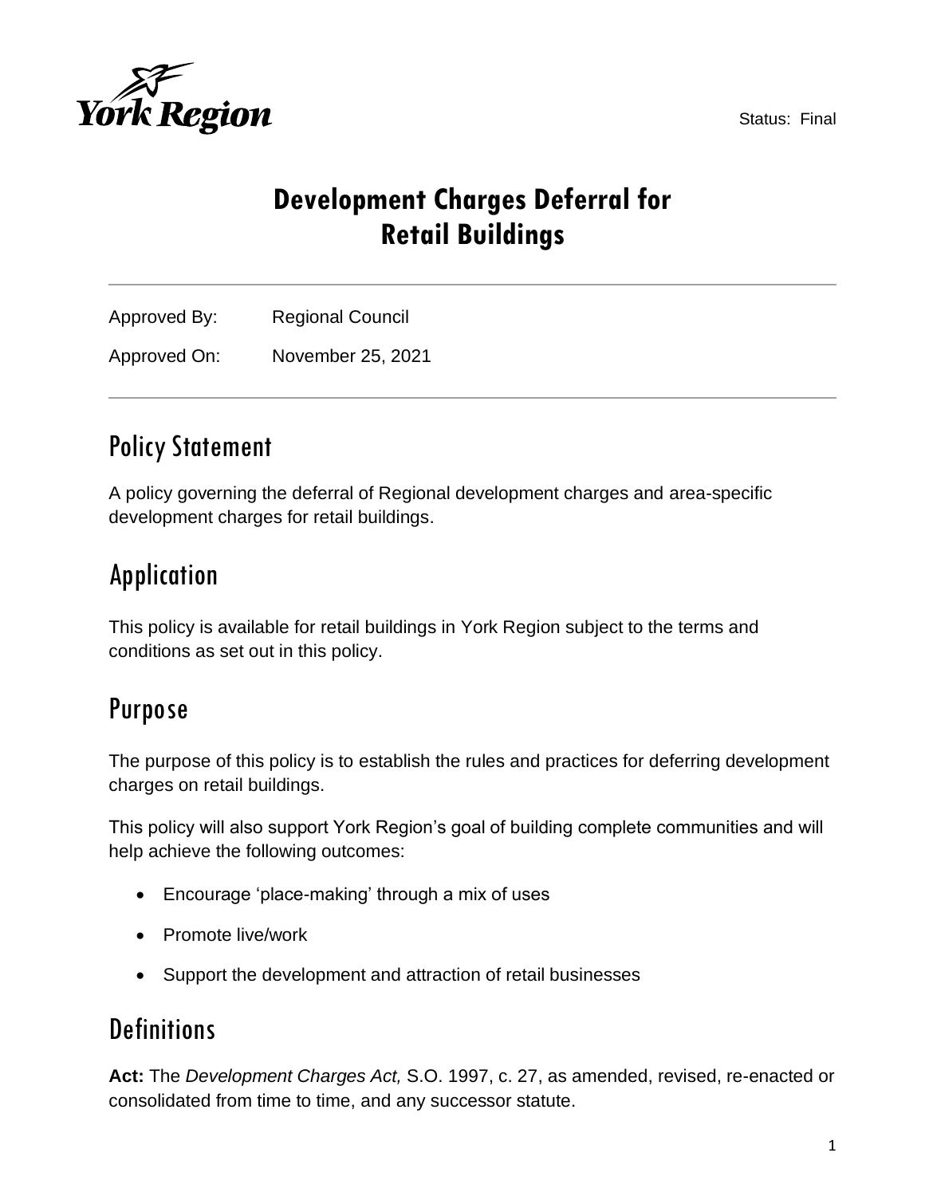Status: Final

# Development Charges Deferral for Retail Buildings

Approved By: Regional Council

Approved On: November 25, 2021

## Policy Statement

A policy governing the deferral of Regional development charges and area-specific development charges for retail buildings.

## Application

This policy is available for retail buildings in York Region subject to the terms and conditions as set out in this policy.

## Purpose

The purpose of this policy is to establish the rules and practices for deferring development charges on retail buildings.

This policy will also support York Region's goal of building complete communities and will help achieve the following outcomes:

- Encourage 'place-making' through a mix of uses
- Promote live/work
- Support the development and attraction of retail businesses

## Definitions

**Act:** The *Development Charges Act,* S.O. 1997, c. 27, as amended, revised, re-enacted or consolidated from time to time, and any successor statute.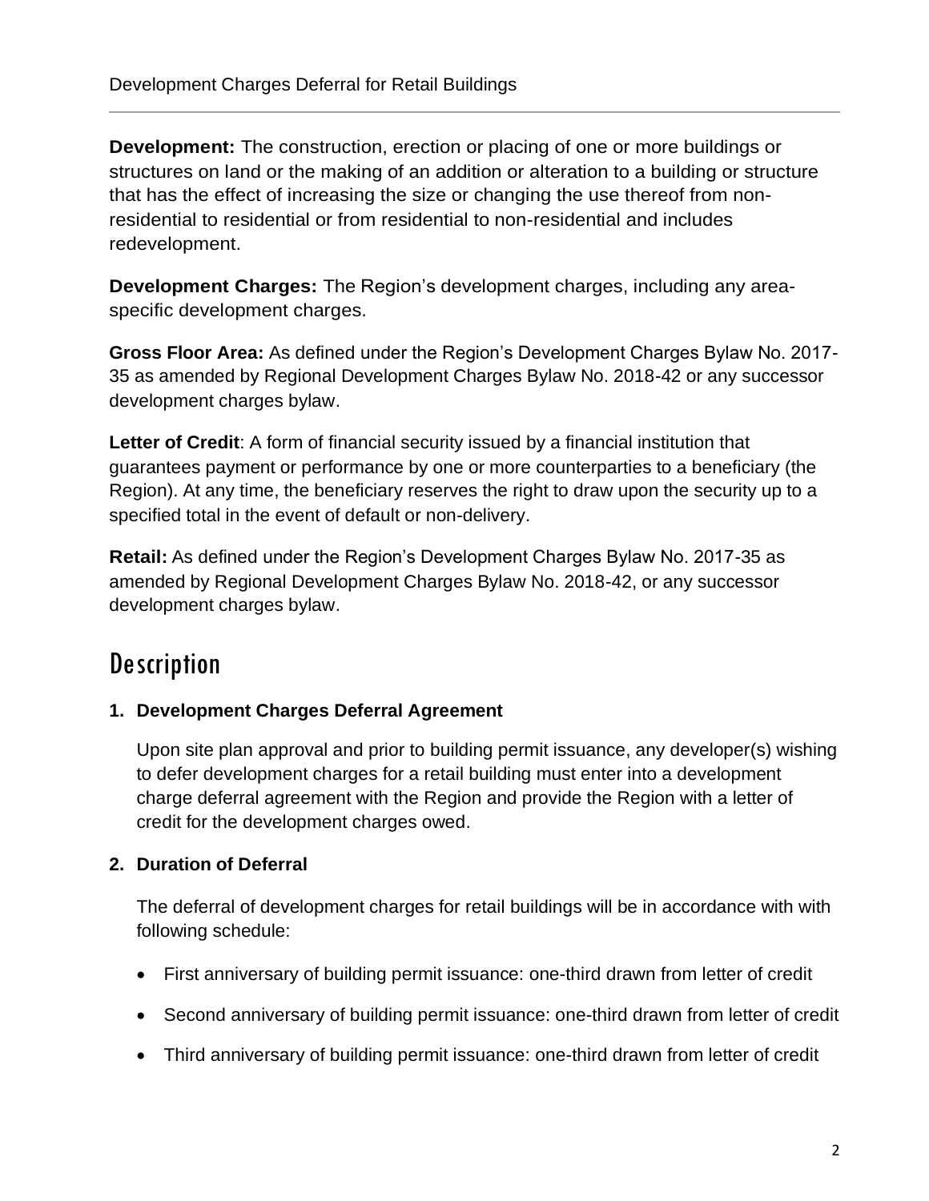**Development:** The construction, erection or placing of one or more buildings or structures on land or the making of an addition or alteration to a building or structure that has the effect of increasing the size or changing the use thereof from non-residential to residential or from residential to non-residential and includes redevelopment.

**Development Charges:** The Region's development charges, including any area-specific development charges.

**Gross Floor Area:** As defined under the Region's Development Charges Bylaw No. 2017-35 as amended by Regional Development Charges Bylaw No. 2018-42 or any successor development charges bylaw.

**Letter of Credit**: A form of financial security issued by a financial institution that guarantees payment or performance by one or more counterparties to a beneficiary (the Region). At any time, the beneficiary reserves the right to draw upon the security up to a specified total in the event of default or non-delivery.

**Retail:** As defined under the Region's Development Charges Bylaw No. 2017-35 as amended by Regional Development Charges Bylaw No. 2018-42, or any successor development charges bylaw.

# Description

**1. Development Charges Deferral Agreement**

Upon site plan approval and prior to building permit issuance, any developer(s) wishing to defer development charges for a retail building must enter into a development charge deferral agreement with the Region and provide the Region with a letter of credit for the development charges owed.

**2. Duration of Deferral**

The deferral of development charges for retail buildings will be in accordance with with following schedule:

- First anniversary of building permit issuance: one-third drawn from letter of credit
- Second anniversary of building permit issuance: one-third drawn from letter of credit
- Third anniversary of building permit issuance: one-third drawn from letter of credit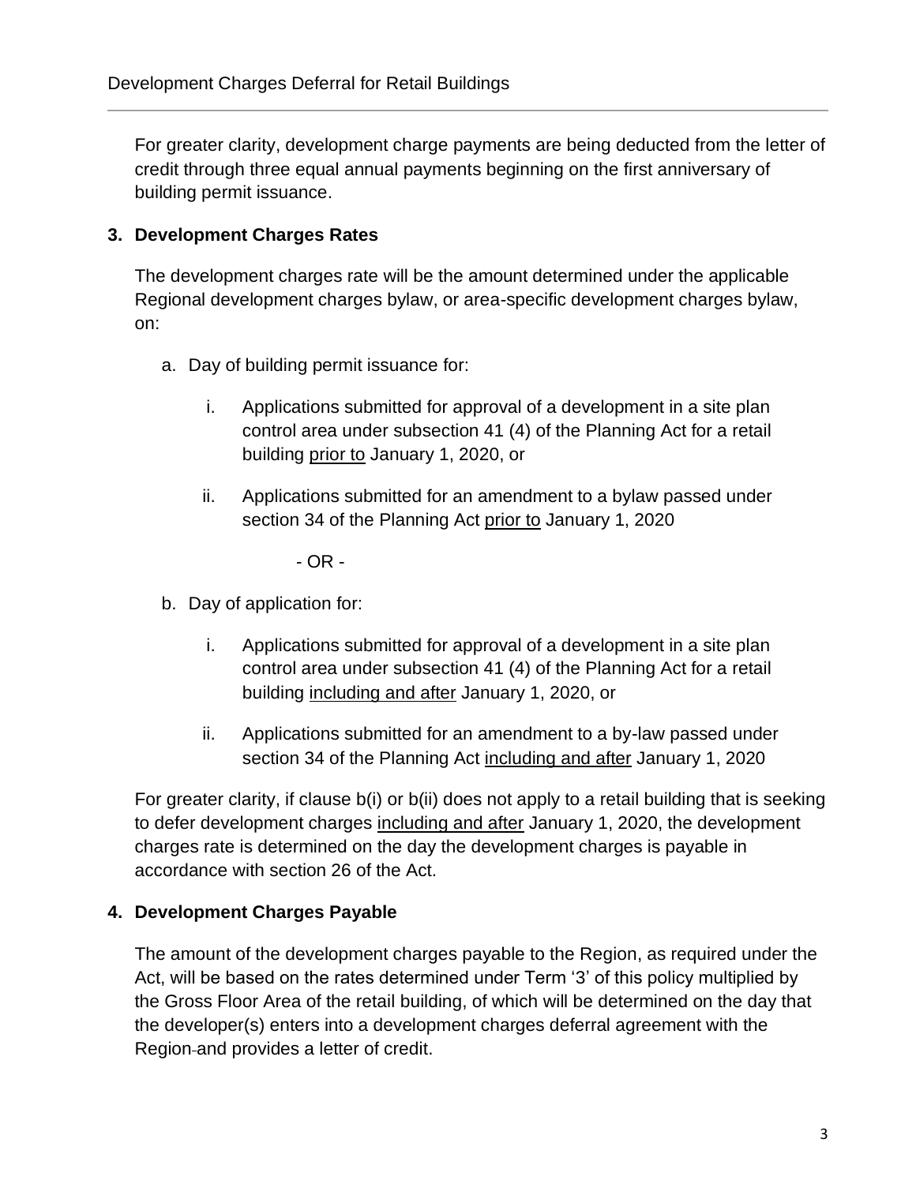For greater clarity, development charge payments are being deducted from the letter of credit through three equal annual payments beginning on the first anniversary of building permit issuance.

## 3. Development Charges Rates

The development charges rate will be the amount determined under the applicable Regional development charges bylaw, or area-specific development charges bylaw, on:

a. Day of building permit issuance for:

   i. Applications submitted for approval of a development in a site plan control area under subsection 41 (4) of the Planning Act for a retail building <u>prior to</u> January 1, 2020, or

   ii. Applications submitted for an amendment to a bylaw passed under section 34 of the Planning Act <u>prior to</u> January 1, 2020

- OR -

b. Day of application for:

   i. Applications submitted for approval of a development in a site plan control area under subsection 41 (4) of the Planning Act for a retail building <u>including and after</u> January 1, 2020, or

   ii. Applications submitted for an amendment to a by-law passed under section 34 of the Planning Act <u>including and after</u> January 1, 2020

For greater clarity, if clause b(i) or b(ii) does not apply to a retail building that is seeking to defer development charges <u>including and after</u> January 1, 2020, the development charges rate is determined on the day the development charges is payable in accordance with section 26 of the Act.

## 4. Development Charges Payable

The amount of the development charges payable to the Region, as required under the Act, will be based on the rates determined under Term '3' of this policy multiplied by the Gross Floor Area of the retail building, of which will be determined on the day that the developer(s) enters into a development charges deferral agreement with the Region and provides a letter of credit.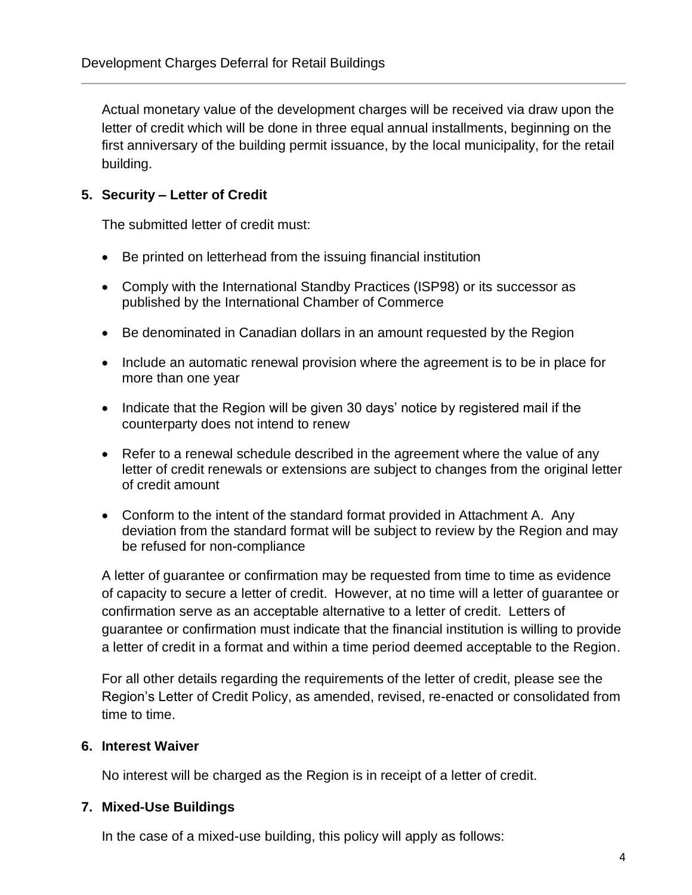Actual monetary value of the development charges will be received via draw upon the letter of credit which will be done in three equal annual installments, beginning on the first anniversary of the building permit issuance, by the local municipality, for the retail building.

## 5. Security – Letter of Credit

The submitted letter of credit must:

- Be printed on letterhead from the issuing financial institution
- Comply with the International Standby Practices (ISP98) or its successor as published by the International Chamber of Commerce
- Be denominated in Canadian dollars in an amount requested by the Region
- Include an automatic renewal provision where the agreement is to be in place for more than one year
- Indicate that the Region will be given 30 days' notice by registered mail if the counterparty does not intend to renew
- Refer to a renewal schedule described in the agreement where the value of any letter of credit renewals or extensions are subject to changes from the original letter of credit amount
- Conform to the intent of the standard format provided in Attachment A. Any deviation from the standard format will be subject to review by the Region and may be refused for non-compliance

A letter of guarantee or confirmation may be requested from time to time as evidence of capacity to secure a letter of credit. However, at no time will a letter of guarantee or confirmation serve as an acceptable alternative to a letter of credit. Letters of guarantee or confirmation must indicate that the financial institution is willing to provide a letter of credit in a format and within a time period deemed acceptable to the Region.

For all other details regarding the requirements of the letter of credit, please see the Region's Letter of Credit Policy, as amended, revised, re-enacted or consolidated from time to time.

## 6. Interest Waiver

No interest will be charged as the Region is in receipt of a letter of credit.

## 7. Mixed-Use Buildings

In the case of a mixed-use building, this policy will apply as follows: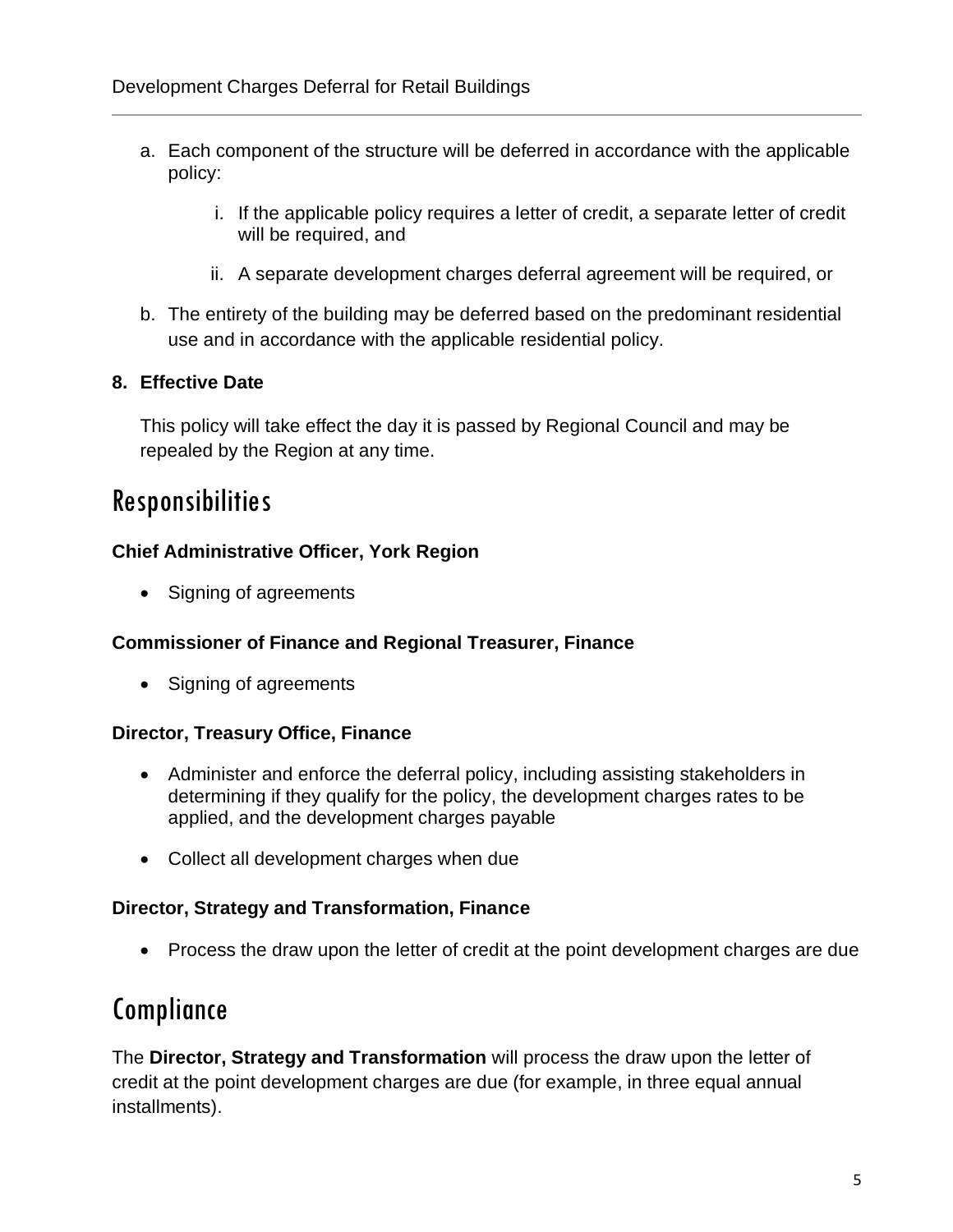a. Each component of the structure will be deferred in accordance with the applicable policy:

    i. If the applicable policy requires a letter of credit, a separate letter of credit will be required, and

    ii. A separate development charges deferral agreement will be required, or

b. The entirety of the building may be deferred based on the predominant residential use and in accordance with the applicable residential policy.

**8. Effective Date**

This policy will take effect the day it is passed by Regional Council and may be repealed by the Region at any time.

# Responsibilities

**Chief Administrative Officer, York Region**

- Signing of agreements

**Commissioner of Finance and Regional Treasurer, Finance**

- Signing of agreements

**Director, Treasury Office, Finance**

- Administer and enforce the deferral policy, including assisting stakeholders in determining if they qualify for the policy, the development charges rates to be applied, and the development charges payable
- Collect all development charges when due

**Director, Strategy and Transformation, Finance**

- Process the draw upon the letter of credit at the point development charges are due

# Compliance

The **Director, Strategy and Transformation** will process the draw upon the letter of credit at the point development charges are due (for example, in three equal annual installments).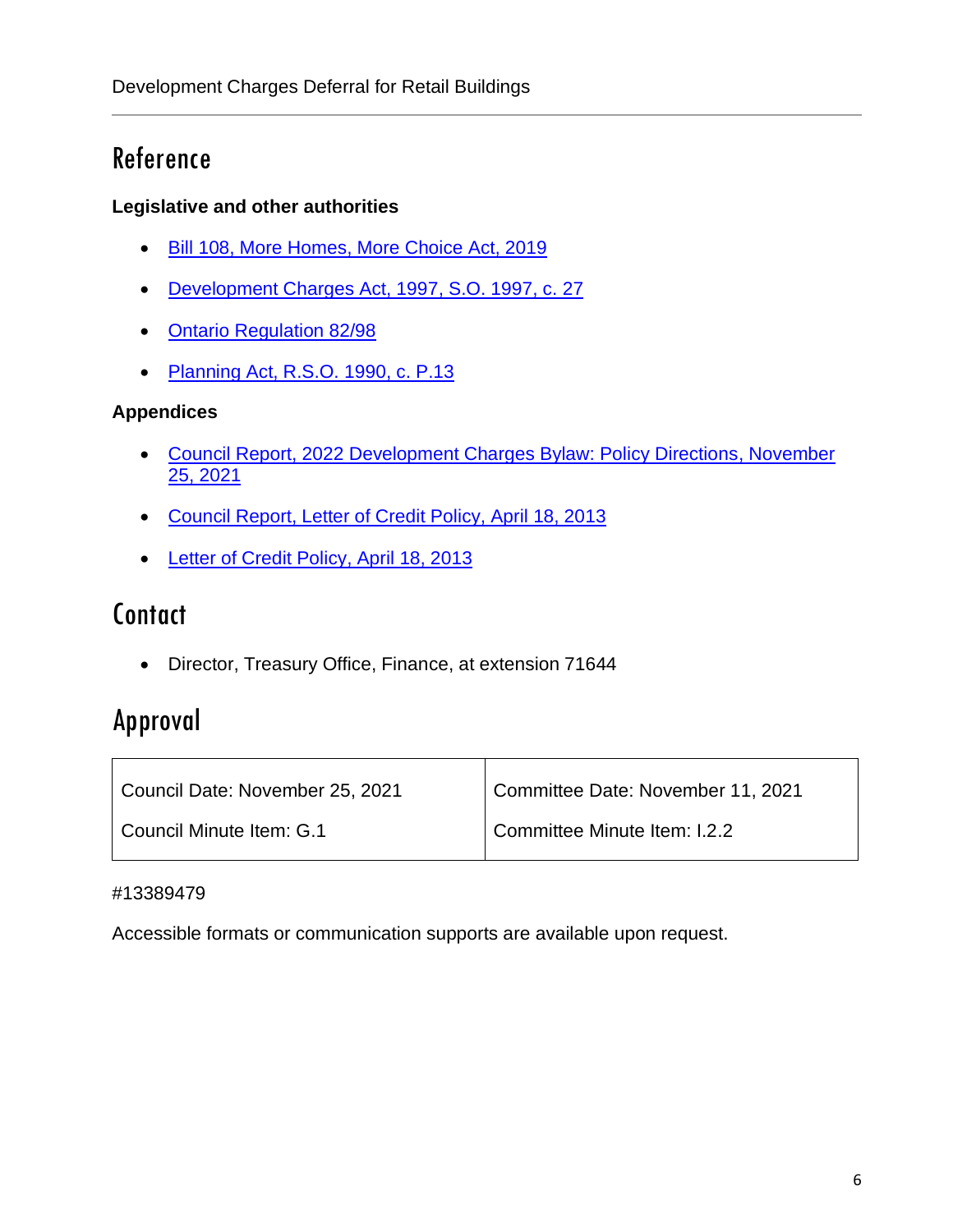## Reference

**Legislative and other authorities**

- Bill 108, More Homes, More Choice Act, 2019
- Development Charges Act, 1997, S.O. 1997, c. 27
- Ontario Regulation 82/98
- Planning Act, R.S.O. 1990, c. P.13

**Appendices**

- Council Report, 2022 Development Charges Bylaw: Policy Directions, November 25, 2021
- Council Report, Letter of Credit Policy, April 18, 2013
- Letter of Credit Policy, April 18, 2013

## Contact

- Director, Treasury Office, Finance, at extension 71644

## Approval

| Council Date: November 25, 2021<br><br>Council Minute Item: G.1 | Committee Date: November 11, 2021<br><br>Committee Minute Item: I.2.2 |
|---|---|

#13389479

Accessible formats or communication supports are available upon request.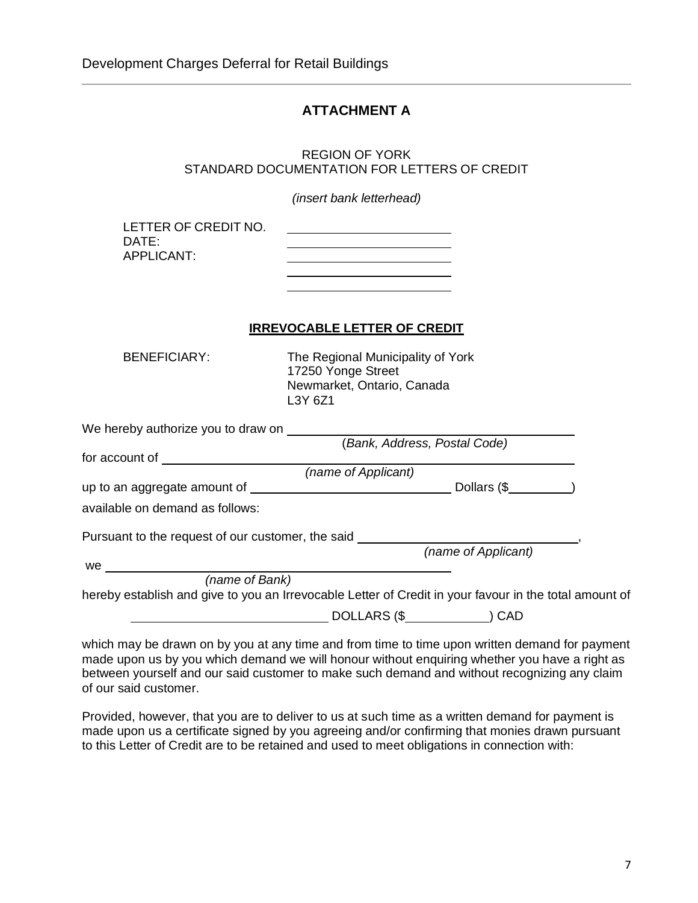## ATTACHMENT A

REGION OF YORK
STANDARD DOCUMENTATION FOR LETTERS OF CREDIT

*(insert bank letterhead)*

LETTER OF CREDIT NO. ________________________
DATE: ________________________
APPLICANT: ________________________
________________________
________________________

**IRREVOCABLE LETTER OF CREDIT**

BENEFICIARY: The Regional Municipality of York
17250 Yonge Street
Newmarket, Ontario, Canada
L3Y 6Z1

We hereby authorize you to draw on ________________________________________
(*Bank, Address, Postal Code)*

for account of ________________________________________________________
*(name of Applicant)*

up to an aggregate amount of ______________________________ Dollars ($_________)

available on demand as follows:

Pursuant to the request of our customer, the said ______________________________,
*(name of Applicant)*

we ________________________________________________
*(name of Bank)*

hereby establish and give to you an Irrevocable Letter of Credit in your favour in the total amount of

____________________________ DOLLARS ($____________) CAD

which may be drawn on by you at any time and from time to time upon written demand for payment made upon us by you which demand we will honour without enquiring whether you have a right as between yourself and our said customer to make such demand and without recognizing any claim of our said customer.

Provided, however, that you are to deliver to us at such time as a written demand for payment is made upon us a certificate signed by you agreeing and/or confirming that monies drawn pursuant to this Letter of Credit are to be retained and used to meet obligations in connection with: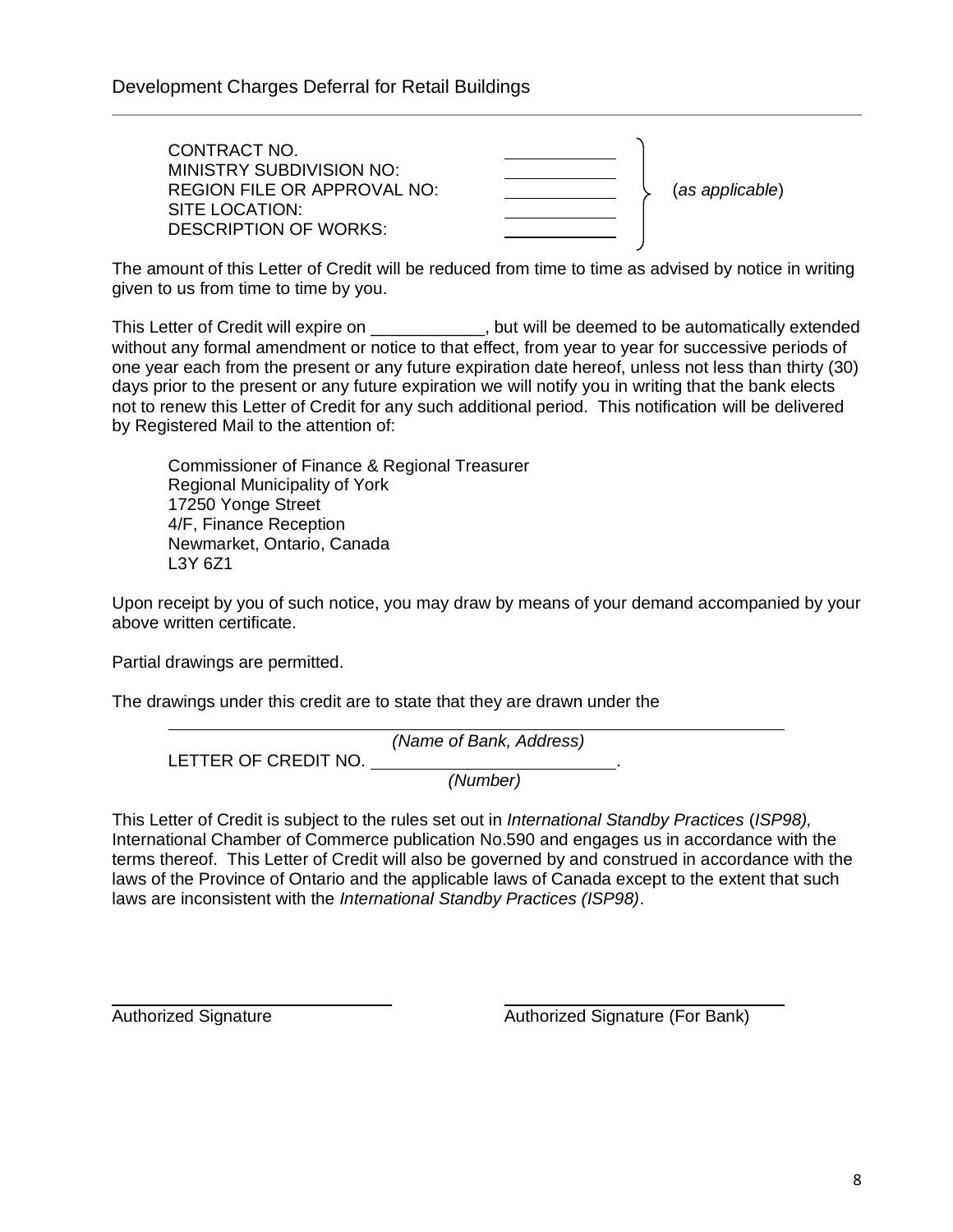CONTRACT NO. \_\_\_\_\_\_\_\_\_\_\_\_
MINISTRY SUBDIVISION NO: \_\_\_\_\_\_\_\_\_\_\_\_
REGION FILE OR APPROVAL NO: \_\_\_\_\_\_\_\_\_\_\_\_ (*as applicable*)
SITE LOCATION: \_\_\_\_\_\_\_\_\_\_\_\_
DESCRIPTION OF WORKS: \_\_\_\_\_\_\_\_\_\_\_\_

The amount of this Letter of Credit will be reduced from time to time as advised by notice in writing given to us from time to time by you.

This Letter of Credit will expire on ____________, but will be deemed to be automatically extended without any formal amendment or notice to that effect, from year to year for successive periods of one year each from the present or any future expiration date hereof, unless not less than thirty (30) days prior to the present or any future expiration we will notify you in writing that the bank elects not to renew this Letter of Credit for any such additional period. This notification will be delivered by Registered Mail to the attention of:

Commissioner of Finance & Regional Treasurer
Regional Municipality of York
17250 Yonge Street
4/F, Finance Reception
Newmarket, Ontario, Canada
L3Y 6Z1

Upon receipt by you of such notice, you may draw by means of your demand accompanied by your above written certificate.

Partial drawings are permitted.

The drawings under this credit are to state that they are drawn under the

\_\_\_\_\_\_\_\_\_\_\_\_\_\_\_\_\_\_\_\_\_\_\_\_\_\_\_\_\_\_\_\_\_\_\_\_\_\_\_\_\_\_\_\_
*(Name of Bank, Address)*
LETTER OF CREDIT NO. \_\_\_\_\_\_\_\_\_\_\_\_\_\_\_\_\_\_\_\_\_\_\_\_.
*(Number)*

This Letter of Credit is subject to the rules set out in *International Standby Practices* (*ISP98),* International Chamber of Commerce publication No.590 and engages us in accordance with the terms thereof. This Letter of Credit will also be governed by and construed in accordance with the laws of the Province of Ontario and the applicable laws of Canada except to the extent that such laws are inconsistent with the *International Standby Practices (ISP98)*.

\_\_\_\_\_\_\_\_\_\_\_\_\_\_\_\_\_\_\_\_\_\_\_\_\_\_\_\_
Authorized Signature

\_\_\_\_\_\_\_\_\_\_\_\_\_\_\_\_\_\_\_\_\_\_\_\_\_\_\_\_
Authorized Signature (For Bank)